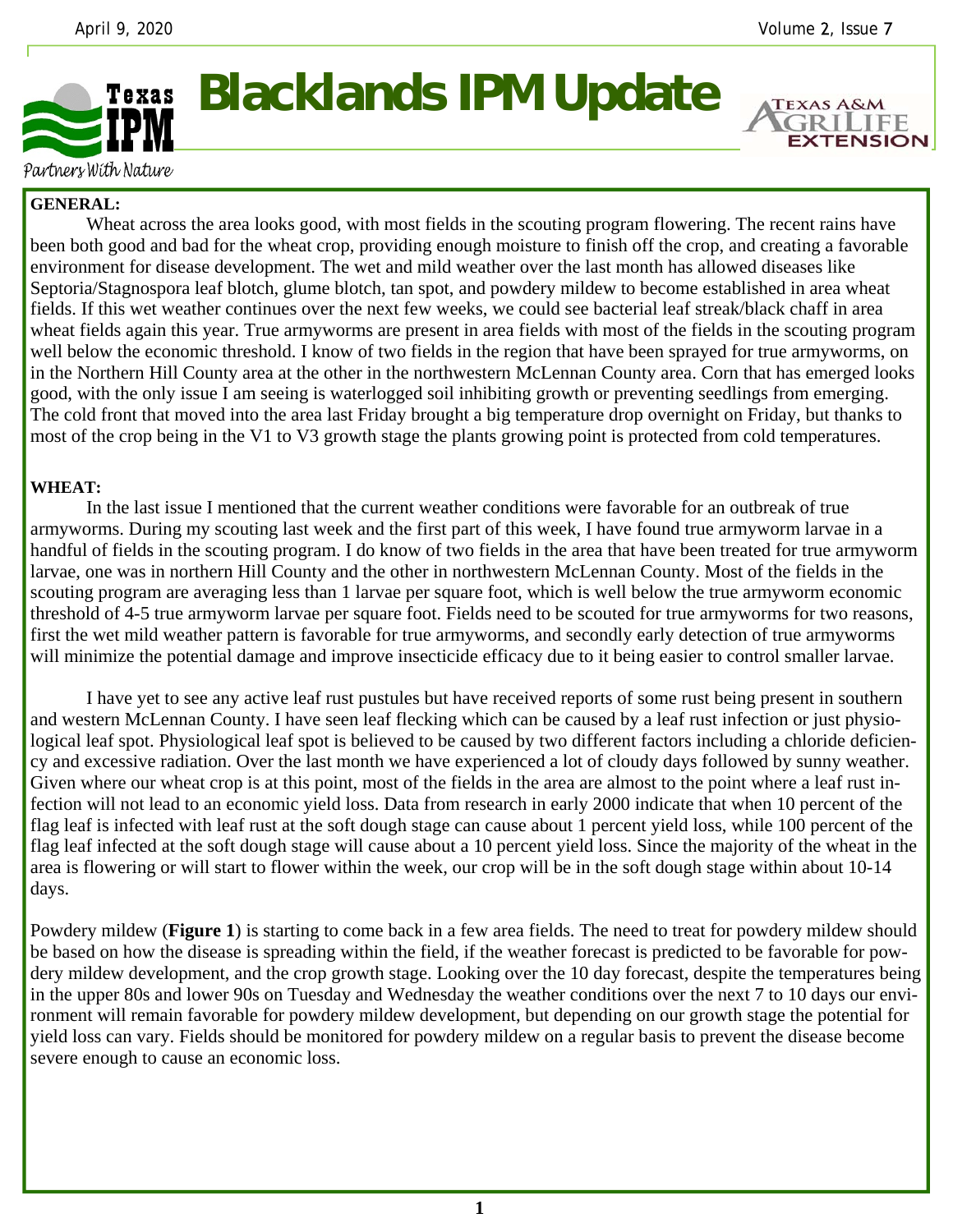# Blacklands IPM Update

Partners With Nature

**GENERAL:**

Wheat across the area looks good, with most fields in the scouting program flowering. The recent rains have been both good and bad for the wheat crop, providing enough moisture to finish off the crop, and creating a favorable environment for disease development. The wet and mild weather over the last month has allowed diseases like Septoria/Stagnospora leaf blotch, glume blotch, tan spot, and powdery mildew to become established in area wheat fields. If this wet weather continues over the next few weeks, we could see bacterial leaf streak/black chaff in area wheat fields again this year. True armyworms are present in area fields with most of the fields in the scouting program well below the economic threshold. I know of two fields in the region that have been sprayed for true armyworms, on in the Northern Hill County area at the other in the northwestern McLennan County area. Corn that has emerged looks good, with the only issue I am seeing is waterlogged soil inhibiting growth or preventing seedlings from emerging. The cold front that moved into the area last Friday brought a big temperature drop overnight on Friday, but thanks to most of the crop being in the V1 to V3 growth stage the plants growing point is protected from cold temperatures.

**WHEAT:**

In the last issue I mentioned that the current weather conditions were favorable for an outbreak of true armyworms. During my scouting last week and the first part of this week, I have found true armyworm larvae in a handful of fields in the scouting program. I do know of two fields in the area that have been treated for true armyworm larvae, one was in northern Hill County and the other in northwestern McLennan County. Most of the fields in the scouting program are averaging less than 1 larvae per square foot, which is well below the true armyworm economic threshold of 4-5 true armyworm larvae per square foot. Fields need to be scouted for true armyworms for two reasons, first the wet mild weather pattern is favorable for true armyworms, and secondly early detection of true armyworms will minimize the potential damage and improve insecticide efficacy due to it being easier to control smaller larvae.

I have yet to see any active leaf rust pustules but have received reports of some rust being present in southern and western McLennan County. I have seen leaf flecking which can be caused by a leaf rust infection or just physiological leaf spot. Physiological leaf spot is believed to be caused by two different factors including a chloride deficiency and excessive radiation. Over the last month we have experienced a lot of cloudy days followed by sunny weather. Given where our wheat crop is at this point, most of the fields in the area are almost to the point where a leaf rust infection will not lead to an economic yield loss. Data from research in early 2000 indicate that when 10 percent of the flag leaf is infected with leaf rust at the soft dough stage can cause about 1 percent yield loss, while 100 percent of the flag leaf infected at the soft dough stage will cause about a 10 percent yield loss. Since the majority of the wheat in the area is flowering or will start to flower within the week, our crop will be in the soft dough stage within about 10-14 days.

Powdery mildew (**Figure 1**) is starting to come back in a few area fields. The need to treat for powdery mildew should be based on how the disease is spreading within the field, if the weather forecast is predicted to be favorable for powdery mildew development, and the crop growth stage. Looking over the 10 day forecast, despite the temperatures being in the upper 80s and lower 90s on Tuesday and Wednesday the weather conditions over the next 7 to 10 days our environment will remain favorable for powdery mildew development, but depending on our growth stage the potential for yield loss can vary. Fields should be monitored for powdery mildew on a regular basis to prevent the disease become severe enough to cause an economic loss.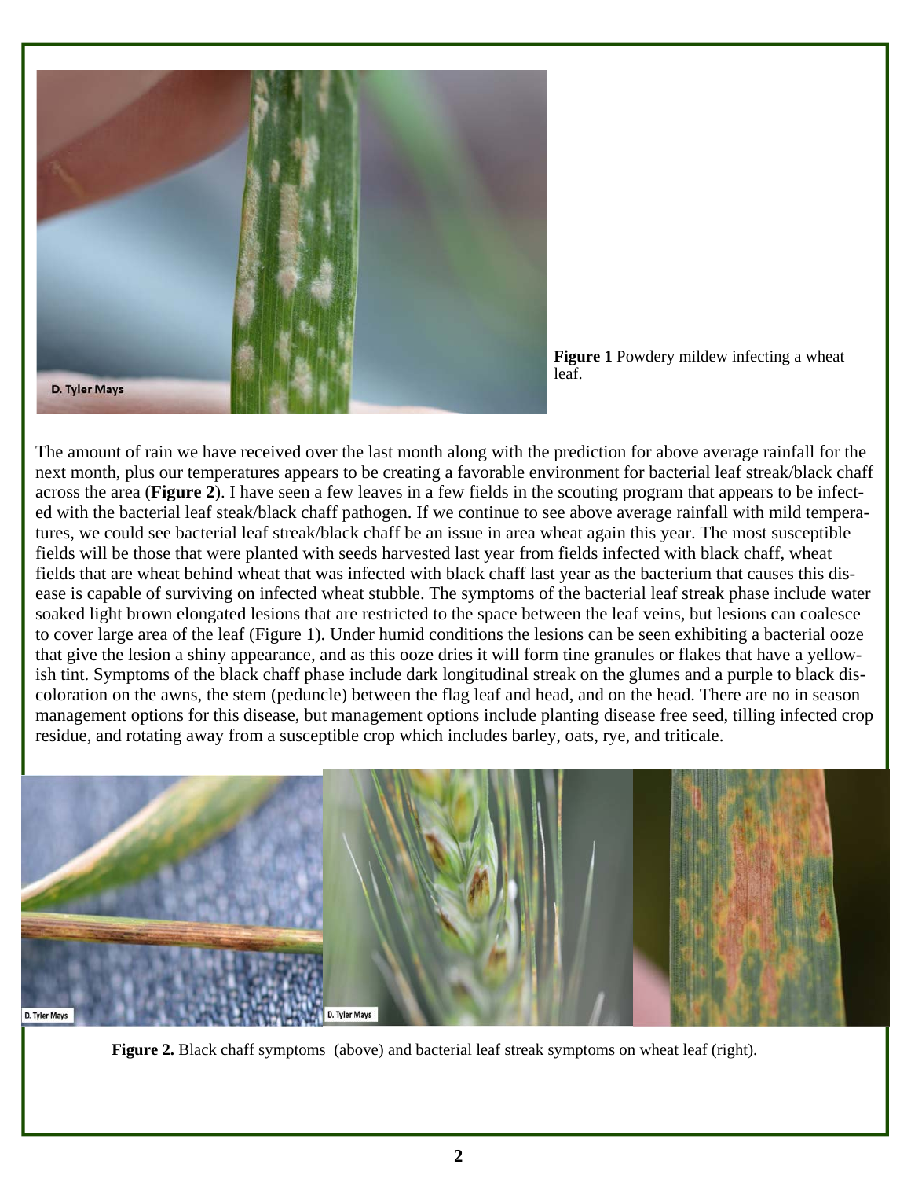**Figure 1** Powdery mildew infecting a wheat leaf.

The amount of rain we have received over the last month along with the prediction for above average rainfall for the next month, plus our temperatures appears to be creating a favorable environment for bacterial leaf streak/black chaff across the area (**Figure 2**). I have seen a few leaves in a few fields in the scouting program that appears to be infected with the bacterial leaf steak/black chaff pathogen. If we continue to see above average rainfall with mild temperatures, we could see bacterial leaf streak/black chaff be an issue in area wheat again this year. The most susceptible fields will be those that were planted with seeds harvested last year from fields infected with black chaff, wheat fields that are wheat behind wheat that was infected with black chaff last year as the bacterium that causes this disease is capable of surviving on infected wheat stubble. The symptoms of the bacterial leaf streak phase include water soaked light brown elongated lesions that are restricted to the space between the leaf veins, but lesions can coalesce to cover large area of the leaf (Figure 1). Under humid conditions the lesions can be seen exhibiting a bacterial ooze that give the lesion a shiny appearance, and as this ooze dries it will form tine granules or flakes that have a yellowish tint. Symptoms of the black chaff phase include dark longitudinal streak on the glumes and a purple to black discoloration on the awns, the stem (peduncle) between the flag leaf and head, and on the head. There are no in season management options for this disease, but management options include planting disease free seed, tilling infected crop residue, and rotating away from a susceptible crop which includes barley, oats, rye, and triticale.

**Figure 2.** Black chaff symptoms (above) and bacterial leaf streak symptoms on wheat leaf (right).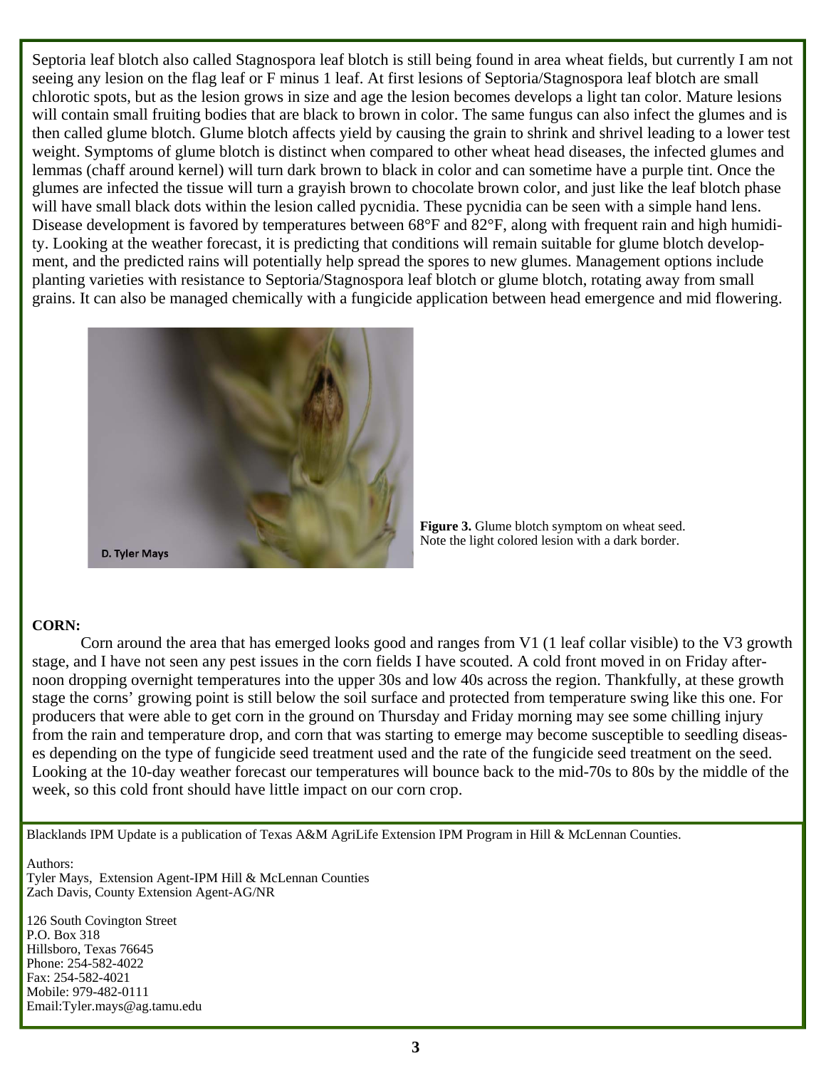Septoria leaf blotch also called Stagnospora leaf blotch is still being found in area wheat fields, but currently I am not seeing any lesion on the flag leaf or F minus 1 leaf. At first lesions of Septoria/Stagnospora leaf blotch are small chlorotic spots, but as the lesion grows in size and age the lesion becomes develops a light tan color. Mature lesions will contain small fruiting bodies that are black to brown in color. The same fungus can also infect the glumes and is then called glume blotch. Glume blotch affects yield by causing the grain to shrink and shrivel leading to a lower test weight. Symptoms of glume blotch is distinct when compared to other wheat head diseases, the infected glumes and lemmas (chaff around kernel) will turn dark brown to black in color and can sometime have a purple tint. Once the glumes are infected the tissue will turn a grayish brown to chocolate brown color, and just like the leaf blotch phase will have small black dots within the lesion called pycnidia. These pycnidia can be seen with a simple hand lens. Disease development is favored by temperatures between 68°F and 82°F, along with frequent rain and high humidity. Looking at the weather forecast, it is predicting that conditions will remain suitable for glume blotch development, and the predicted rains will potentially help spread the spores to new glumes. Management options include planting varieties with resistance to Septoria/Stagnospora leaf blotch or glume blotch, rotating away from small grains. It can also be managed chemically with a fungicide application between head emergence and mid flowering.

D. Tyler Mays

**Figure 3.** Glume blotch symptom on wheat seed. Note the light colored lesion with a dark border.

**CORN:**

Corn around the area that has emerged looks good and ranges from V1 (1 leaf collar visible) to the V3 growth stage, and I have not seen any pest issues in the corn fields I have scouted. A cold front moved in on Friday afternoon dropping overnight temperatures into the upper 30s and low 40s across the region. Thankfully, at these growth stage the corns' growing point is still below the soil surface and protected from temperature swing like this one. For producers that were able to get corn in the ground on Thursday and Friday morning may see some chilling injury from the rain and temperature drop, and corn that was starting to emerge may become susceptible to seedling diseases depending on the type of fungicide seed treatment used and the rate of the fungicide seed treatment on the seed. Looking at the 10-day weather forecast our temperatures will bounce back to the mid-70s to 80s by the middle of the week, so this cold front should have little impact on our corn crop.

Blacklands IPM Update is a publication of Texas A&M AgriLife Extension IPM Program in Hill & McLennan Counties.

Authors:
Tyler Mays, Extension Agent-IPM Hill & McLennan Counties
Zach Davis, County Extension Agent-AG/NR

126 South Covington Street
P.O. Box 318
Hillsboro, Texas 76645
Phone: 254-582-4022
Fax: 254-582-4021
Mobile: 979-482-0111
Email:Tyler.mays@ag.tamu.edu